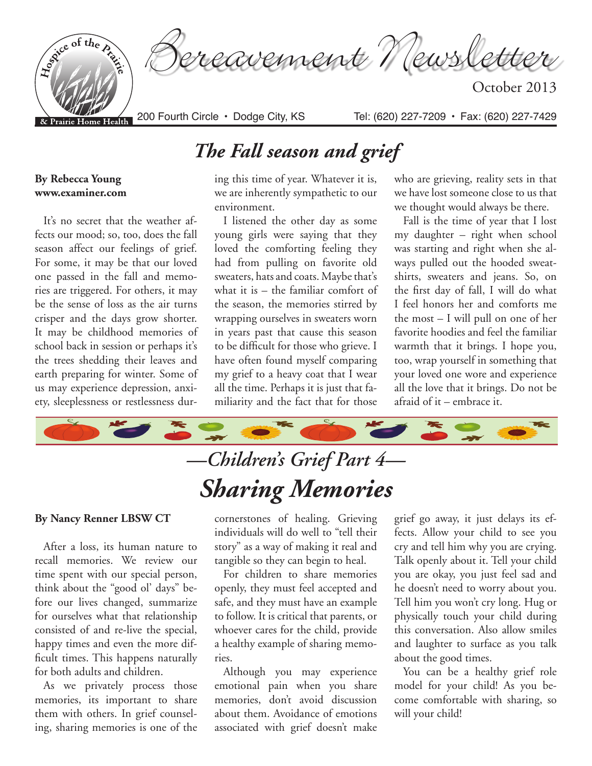# Bereavement Newsletter

Hospice of the Prairie & Prairie Home Health

October 2013

200 Fourth Circle • Dodge City, KS     Tel: (620) 227-7209 • Fax: (620) 227-7429

## *The Fall season and grief*

**By Rebecca Young**
**www.examiner.com**

It's no secret that the weather affects our mood; so, too, does the fall season affect our feelings of grief. For some, it may be that our loved one passed in the fall and memories are triggered. For others, it may be the sense of loss as the air turns crisper and the days grow shorter. It may be childhood memories of school back in session or perhaps it's the trees shedding their leaves and earth preparing for winter. Some of us may experience depression, anxiety, sleeplessness or restlessness during this time of year. Whatever it is, we are inherently sympathetic to our environment.

I listened the other day as some young girls were saying that they loved the comforting feeling they had from pulling on favorite old sweaters, hats and coats. Maybe that's what it is – the familiar comfort of the season, the memories stirred by wrapping ourselves in sweaters worn in years past that cause this season to be difficult for those who grieve. I have often found myself comparing my grief to a heavy coat that I wear all the time. Perhaps it is just that familiarity and the fact that for those who are grieving, reality sets in that we have lost someone close to us that we thought would always be there.

Fall is the time of year that I lost my daughter – right when school was starting and right when she always pulled out the hooded sweatshirts, sweaters and jeans. So, on the first day of fall, I will do what I feel honors her and comforts me the most – I will pull on one of her favorite hoodies and feel the familiar warmth that it brings. I hope you, too, wrap yourself in something that your loved one wore and experience all the love that it brings. Do not be afraid of it – embrace it.

## *—Children's Grief Part 4—*
## *Sharing Memories*

**By Nancy Renner LBSW CT**

After a loss, its human nature to recall memories. We review our time spent with our special person, think about the "good ol' days" before our lives changed, summarize for ourselves what that relationship consisted of and re-live the special, happy times and even the more difficult times. This happens naturally for both adults and children.

As we privately process those memories, its important to share them with others. In grief counseling, sharing memories is one of the cornerstones of healing. Grieving individuals will do well to "tell their story" as a way of making it real and tangible so they can begin to heal.

For children to share memories openly, they must feel accepted and safe, and they must have an example to follow. It is critical that parents, or whoever cares for the child, provide a healthy example of sharing memories.

Although you may experience emotional pain when you share memories, don't avoid discussion about them. Avoidance of emotions associated with grief doesn't make grief go away, it just delays its effects. Allow your child to see you cry and tell him why you are crying. Talk openly about it. Tell your child you are okay, you just feel sad and he doesn't need to worry about you. Tell him you won't cry long. Hug or physically touch your child during this conversation. Also allow smiles and laughter to surface as you talk about the good times.

You can be a healthy grief role model for your child! As you become comfortable with sharing, so will your child!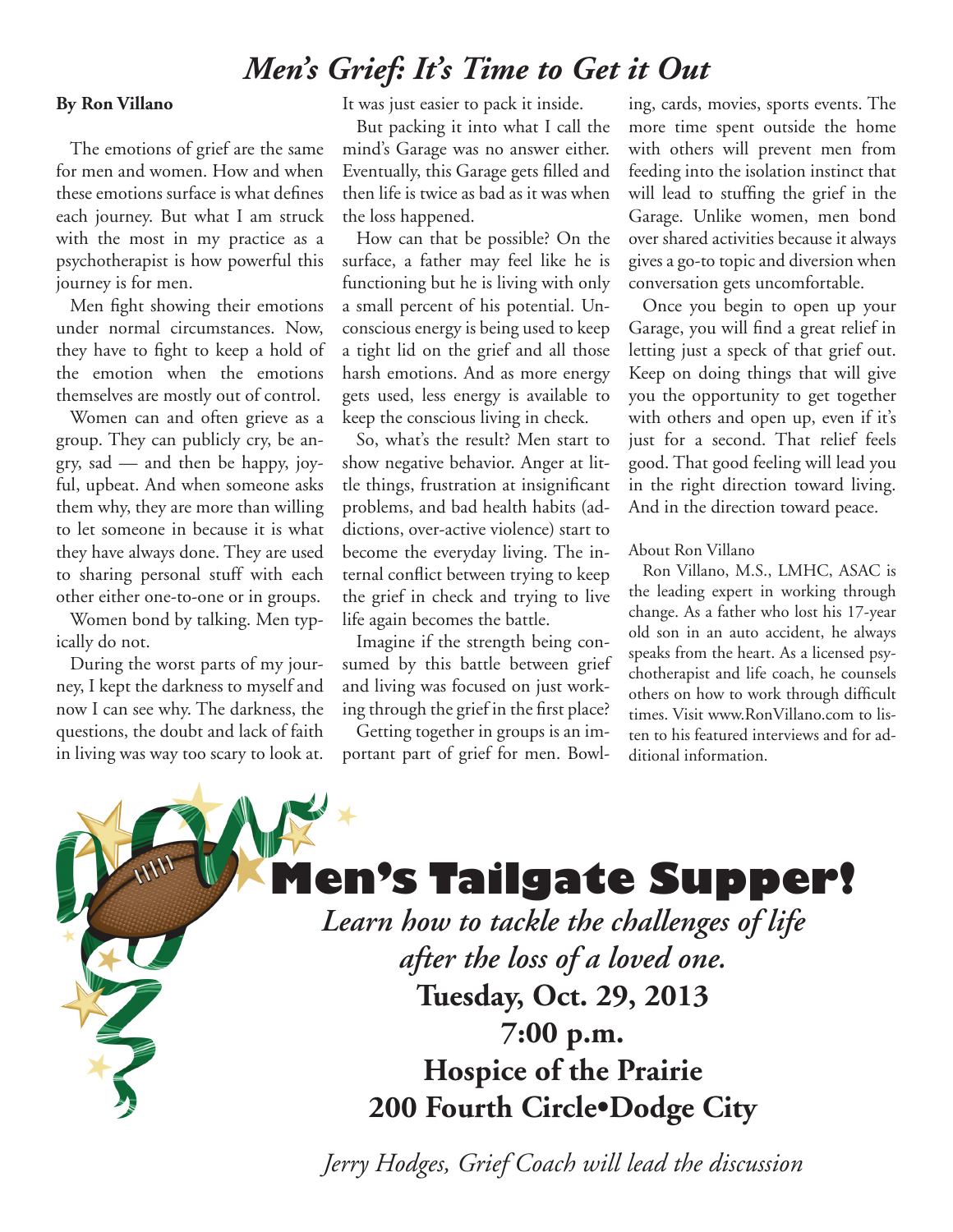# *Men's Grief: It's Time to Get it Out*

**By Ron Villano**

The emotions of grief are the same for men and women. How and when these emotions surface is what defines each journey. But what I am struck with the most in my practice as a psychotherapist is how powerful this journey is for men.

Men fight showing their emotions under normal circumstances. Now, they have to fight to keep a hold of the emotion when the emotions themselves are mostly out of control.

Women can and often grieve as a group. They can publicly cry, be angry, sad — and then be happy, joyful, upbeat. And when someone asks them why, they are more than willing to let someone in because it is what they have always done. They are used to sharing personal stuff with each other either one-to-one or in groups.

Women bond by talking. Men typically do not.

During the worst parts of my journey, I kept the darkness to myself and now I can see why. The darkness, the questions, the doubt and lack of faith in living was way too scary to look at. It was just easier to pack it inside.

But packing it into what I call the mind's Garage was no answer either. Eventually, this Garage gets filled and then life is twice as bad as it was when the loss happened.

How can that be possible? On the surface, a father may feel like he is functioning but he is living with only a small percent of his potential. Unconscious energy is being used to keep a tight lid on the grief and all those harsh emotions. And as more energy gets used, less energy is available to keep the conscious living in check.

So, what's the result? Men start to show negative behavior. Anger at little things, frustration at insignificant problems, and bad health habits (addictions, over-active violence) start to become the everyday living. The internal conflict between trying to keep the grief in check and trying to live life again becomes the battle.

Imagine if the strength being consumed by this battle between grief and living was focused on just working through the grief in the first place?

Getting together in groups is an important part of grief for men. Bowling, cards, movies, sports events. The more time spent outside the home with others will prevent men from feeding into the isolation instinct that will lead to stuffing the grief in the Garage. Unlike women, men bond over shared activities because it always gives a go-to topic and diversion when conversation gets uncomfortable.

Once you begin to open up your Garage, you will find a great relief in letting just a speck of that grief out. Keep on doing things that will give you the opportunity to get together with others and open up, even if it's just for a second. That relief feels good. That good feeling will lead you in the right direction toward living. And in the direction toward peace.

About Ron Villano

Ron Villano, M.S., LMHC, ASAC is the leading expert in working through change. As a father who lost his 17-year old son in an auto accident, he always speaks from the heart. As a licensed psychotherapist and life coach, he counsels others on how to work through difficult times. Visit www.RonVillano.com to listen to his featured interviews and for additional information.

## Men's Tailgate Supper!

*Learn how to tackle the challenges of life after the loss of a loved one.*

**Tuesday, Oct. 29, 2013**

**7:00 p.m.**

**Hospice of the Prairie**

**200 Fourth Circle•Dodge City**

*Jerry Hodges, Grief Coach will lead the discussion*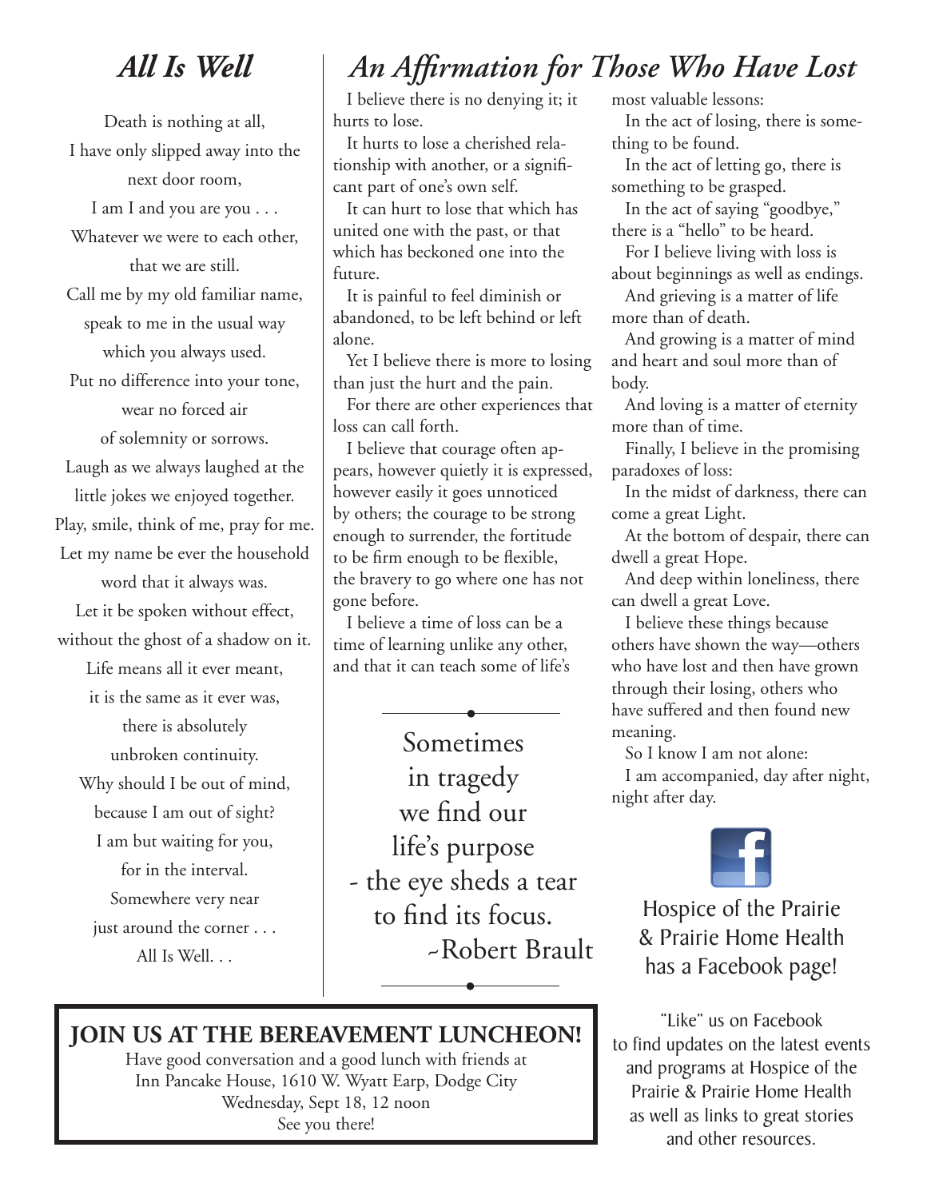## *All Is Well*

Death is nothing at all,
I have only slipped away into the next door room,
I am I and you are you . . .
Whatever we were to each other, that we are still.
Call me by my old familiar name,
speak to me in the usual way which you always used.
Put no difference into your tone,
wear no forced air of solemnity or sorrows.
Laugh as we always laughed at the little jokes we enjoyed together.
Play, smile, think of me, pray for me.
Let my name be ever the household word that it always was.
Let it be spoken without effect,
without the ghost of a shadow on it.
Life means all it ever meant,
it is the same as it ever was,
there is absolutely unbroken continuity.
Why should I be out of mind,
because I am out of sight?
I am but waiting for you,
for in the interval.
Somewhere very near
just around the corner . . .
All Is Well. . .

## *An Affirmation for Those Who Have Lost*

I believe there is no denying it; it hurts to lose.

It hurts to lose a cherished relationship with another, or a significant part of one's own self.

It can hurt to lose that which has united one with the past, or that which has beckoned one into the future.

It is painful to feel diminish or abandoned, to be left behind or left alone.

Yet I believe there is more to losing than just the hurt and the pain.

For there are other experiences that loss can call forth.

I believe that courage often appears, however quietly it is expressed, however easily it goes unnoticed by others; the courage to be strong enough to surrender, the fortitude to be firm enough to be flexible, the bravery to go where one has not gone before.

I believe a time of loss can be a time of learning unlike any other, and that it can teach some of life's most valuable lessons:

In the act of losing, there is something to be found.

In the act of letting go, there is something to be grasped.

In the act of saying "goodbye," there is a "hello" to be heard.

For I believe living with loss is about beginnings as well as endings.

And grieving is a matter of life more than of death.

And growing is a matter of mind and heart and soul more than of body.

And loving is a matter of eternity more than of time.

Finally, I believe in the promising paradoxes of loss:

In the midst of darkness, there can come a great Light.

At the bottom of despair, there can dwell a great Hope.

And deep within loneliness, there can dwell a great Love.

I believe these things because others have shown the way—others who have lost and then have grown through their losing, others who have suffered and then found new meaning.

So I know I am not alone:

I am accompanied, day after night, night after day.

---

Sometimes in tragedy we find our life's purpose - the eye sheds a tear to find its focus.

~Robert Brault

---

Hospice of the Prairie & Prairie Home Health has a Facebook page!

"Like" us on Facebook to find updates on the latest events and programs at Hospice of the Prairie & Prairie Home Health as well as links to great stories and other resources.

**JOIN US AT THE BEREAVEMENT LUNCHEON!**

Have good conversation and a good lunch with friends at
Inn Pancake House, 1610 W. Wyatt Earp, Dodge City
Wednesday, Sept 18, 12 noon
See you there!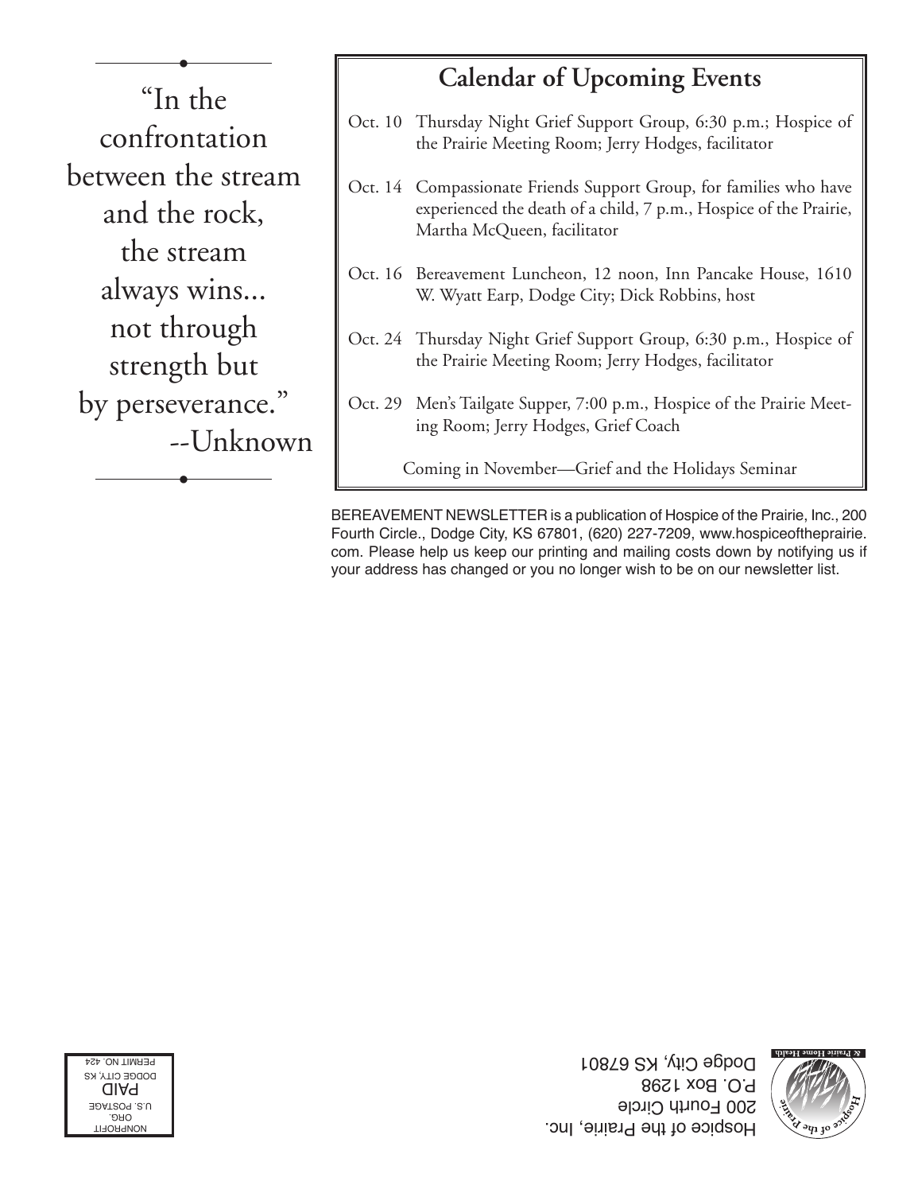"In the confrontation between the stream and the rock, the stream always wins... not through strength but by perseverance."
--Unknown

## Calendar of Upcoming Events

| | |
|---|---|
| Oct. 10 | Thursday Night Grief Support Group, 6:30 p.m.; Hospice of the Prairie Meeting Room; Jerry Hodges, facilitator |
| Oct. 14 | Compassionate Friends Support Group, for families who have experienced the death of a child, 7 p.m., Hospice of the Prairie, Martha McQueen, facilitator |
| Oct. 16 | Bereavement Luncheon, 12 noon, Inn Pancake House, 1610 W. Wyatt Earp, Dodge City; Dick Robbins, host |
| Oct. 24 | Thursday Night Grief Support Group, 6:30 p.m., Hospice of the Prairie Meeting Room; Jerry Hodges, facilitator |
| Oct. 29 | Men's Tailgate Supper, 7:00 p.m., Hospice of the Prairie Meeting Room; Jerry Hodges, Grief Coach |

Coming in November—Grief and the Holidays Seminar

BEREAVEMENT NEWSLETTER is a publication of Hospice of the Prairie, Inc., 200 Fourth Circle., Dodge City, KS 67801, (620) 227-7209, www.hospiceoftheprairie.com. Please help us keep our printing and mailing costs down by notifying us if your address has changed or you no longer wish to be on our newsletter list.

Hospice of the Prairie & Prairie Home Health

Hospice of the Prairie, Inc.
200 Fourth Circle
P.O. Box 1298
Dodge City, KS 67801

NONPROFIT
ORG.
U.S. POSTAGE
PAID
DODGE CITY, KS
PERMIT NO. 424